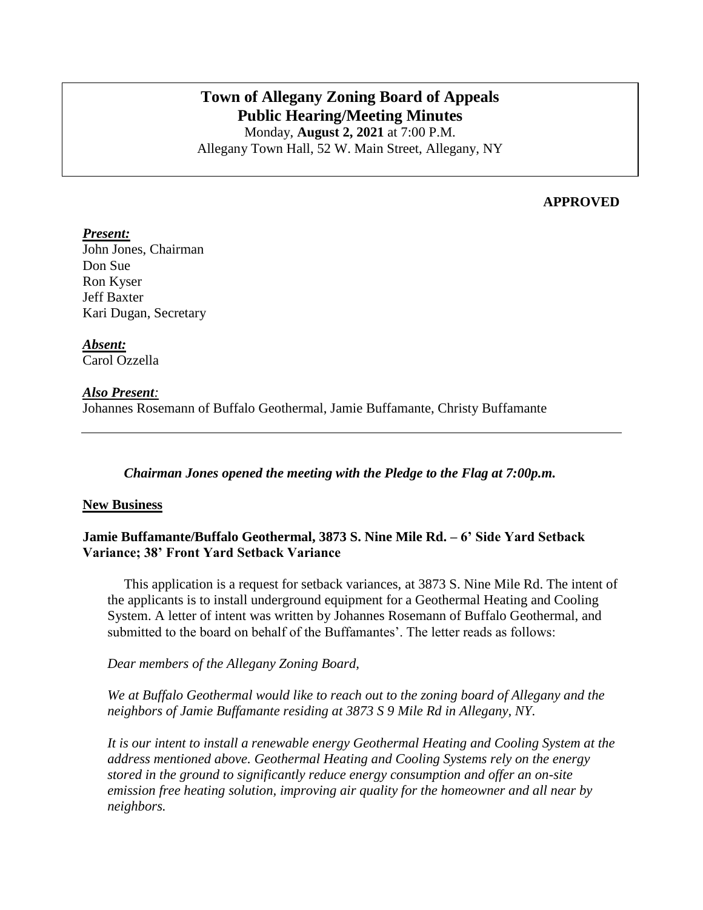# Town of Allegany Zoning Board of Appeals
# Public Hearing/Meeting Minutes

Monday, **August 2, 2021** at 7:00 P.M.
Allegany Town Hall, 52 W. Main Street, Allegany, NY

**APPROVED**

***Present:***
John Jones, Chairman
Don Sue
Ron Kyser
Jeff Baxter
Kari Dugan, Secretary

***Absent:***
Carol Ozzella

***Also Present:***
Johannes Rosemann of Buffalo Geothermal, Jamie Buffamante, Christy Buffamante

---

***Chairman Jones opened the meeting with the Pledge to the Flag at 7:00p.m.***

**New Business**

**Jamie Buffamante/Buffalo Geothermal, 3873 S. Nine Mile Rd. – 6' Side Yard Setback Variance; 38' Front Yard Setback Variance**

This application is a request for setback variances, at 3873 S. Nine Mile Rd. The intent of the applicants is to install underground equipment for a Geothermal Heating and Cooling System. A letter of intent was written by Johannes Rosemann of Buffalo Geothermal, and submitted to the board on behalf of the Buffamantes'. The letter reads as follows:

*Dear members of the Allegany Zoning Board,*

*We at Buffalo Geothermal would like to reach out to the zoning board of Allegany and the neighbors of Jamie Buffamante residing at 3873 S 9 Mile Rd in Allegany, NY.*

*It is our intent to install a renewable energy Geothermal Heating and Cooling System at the address mentioned above. Geothermal Heating and Cooling Systems rely on the energy stored in the ground to significantly reduce energy consumption and offer an on-site emission free heating solution, improving air quality for the homeowner and all near by neighbors.*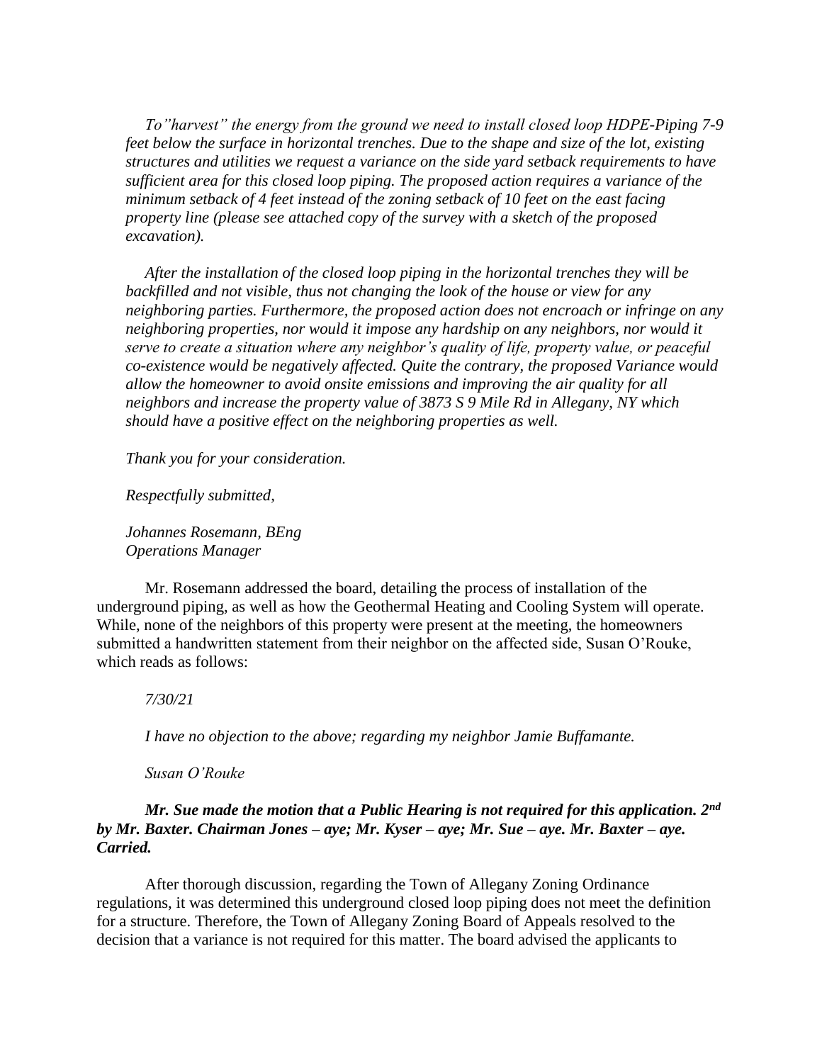*To"harvest" the energy from the ground we need to install closed loop HDPE-Piping 7-9 feet below the surface in horizontal trenches. Due to the shape and size of the lot, existing structures and utilities we request a variance on the side yard setback requirements to have sufficient area for this closed loop piping. The proposed action requires a variance of the minimum setback of 4 feet instead of the zoning setback of 10 feet on the east facing property line (please see attached copy of the survey with a sketch of the proposed excavation).*

*After the installation of the closed loop piping in the horizontal trenches they will be backfilled and not visible, thus not changing the look of the house or view for any neighboring parties. Furthermore, the proposed action does not encroach or infringe on any neighboring properties, nor would it impose any hardship on any neighbors, nor would it serve to create a situation where any neighbor's quality of life, property value, or peaceful co-existence would be negatively affected. Quite the contrary, the proposed Variance would allow the homeowner to avoid onsite emissions and improving the air quality for all neighbors and increase the property value of 3873 S 9 Mile Rd in Allegany, NY which should have a positive effect on the neighboring properties as well.*

*Thank you for your consideration.*

*Respectfully submitted,*

*Johannes Rosemann, BEng*
*Operations Manager*

Mr. Rosemann addressed the board, detailing the process of installation of the underground piping, as well as how the Geothermal Heating and Cooling System will operate. While, none of the neighbors of this property were present at the meeting, the homeowners submitted a handwritten statement from their neighbor on the affected side, Susan O'Rouke, which reads as follows:

*7/30/21*

*I have no objection to the above; regarding my neighbor Jamie Buffamante.*

*Susan O'Rouke*

***Mr. Sue made the motion that a Public Hearing is not required for this application. 2nd by Mr. Baxter. Chairman Jones – aye; Mr. Kyser – aye; Mr. Sue – aye. Mr. Baxter – aye. Carried.***

After thorough discussion, regarding the Town of Allegany Zoning Ordinance regulations, it was determined this underground closed loop piping does not meet the definition for a structure. Therefore, the Town of Allegany Zoning Board of Appeals resolved to the decision that a variance is not required for this matter. The board advised the applicants to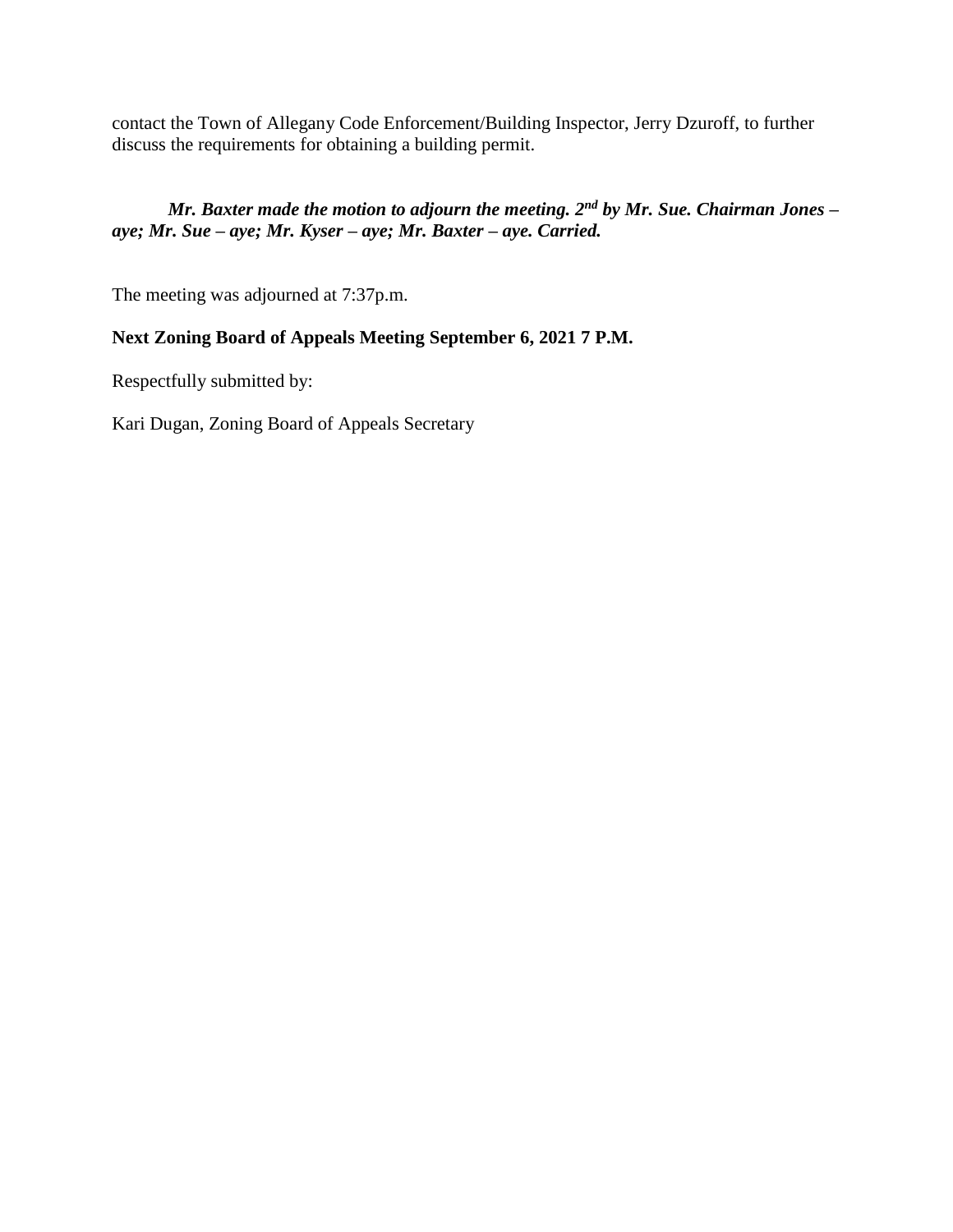contact the Town of Allegany Code Enforcement/Building Inspector, Jerry Dzuroff, to further discuss the requirements for obtaining a building permit.

***Mr. Baxter made the motion to adjourn the meeting. 2nd by Mr. Sue. Chairman Jones – aye; Mr. Sue – aye; Mr. Kyser – aye; Mr. Baxter – aye. Carried.***

The meeting was adjourned at 7:37p.m.

**Next Zoning Board of Appeals Meeting September 6, 2021 7 P.M.**

Respectfully submitted by:

Kari Dugan, Zoning Board of Appeals Secretary